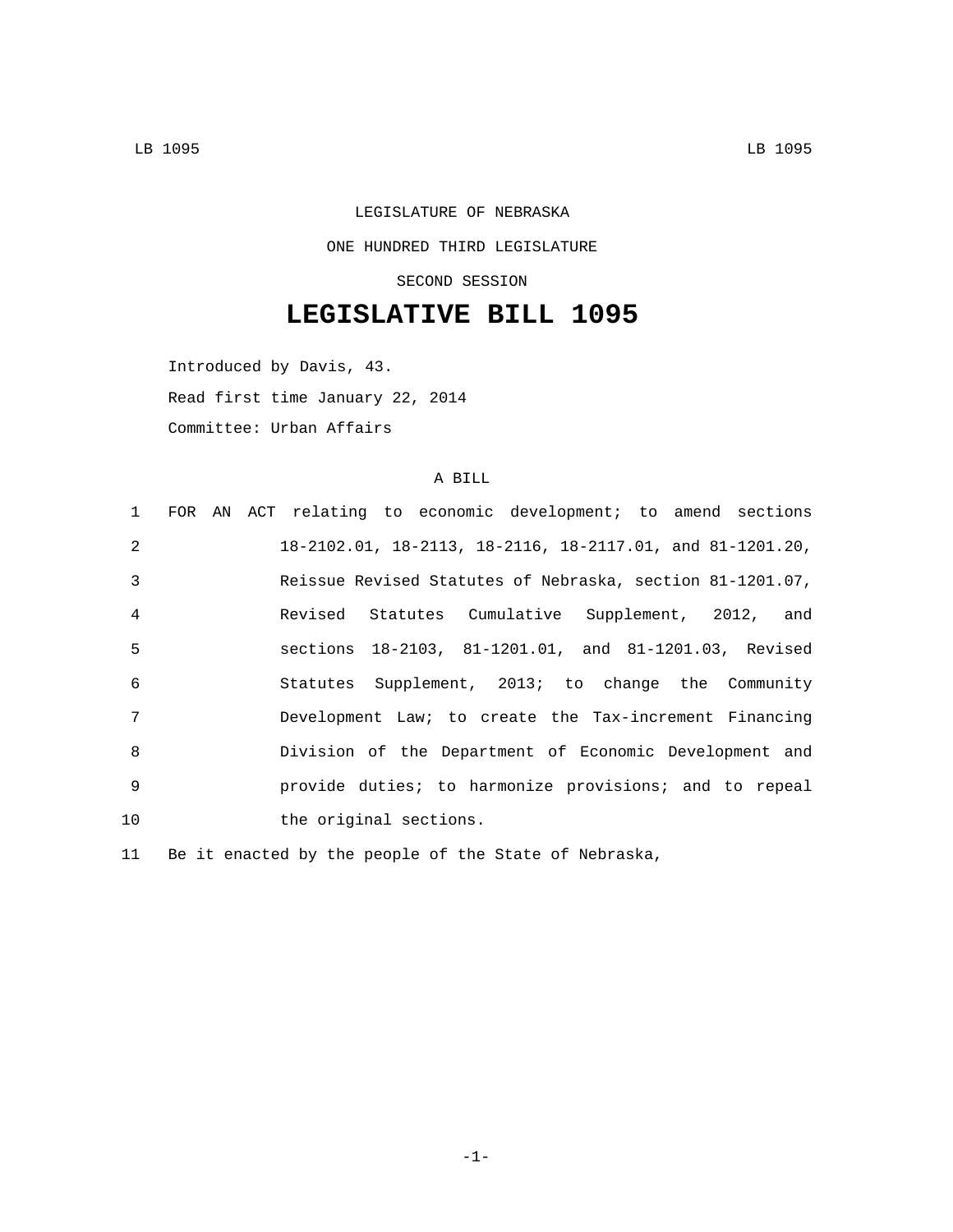LEGISLATURE OF NEBRASKA

ONE HUNDRED THIRD LEGISLATURE

SECOND SESSION

# LEGISLATIVE BILL 1095

Introduced by Davis, 43.

Read first time January 22, 2014

Committee: Urban Affairs

A BILL

1 FOR AN ACT relating to economic development; to amend sections
2 18-2102.01, 18-2113, 18-2116, 18-2117.01, and 81-1201.20,
3 Reissue Revised Statutes of Nebraska, section 81-1201.07,
4 Revised Statutes Cumulative Supplement, 2012, and
5 sections 18-2103, 81-1201.01, and 81-1201.03, Revised
6 Statutes Supplement, 2013; to change the Community
7 Development Law; to create the Tax-increment Financing
8 Division of the Department of Economic Development and
9 provide duties; to harmonize provisions; and to repeal
10 the original sections.

11 Be it enacted by the people of the State of Nebraska,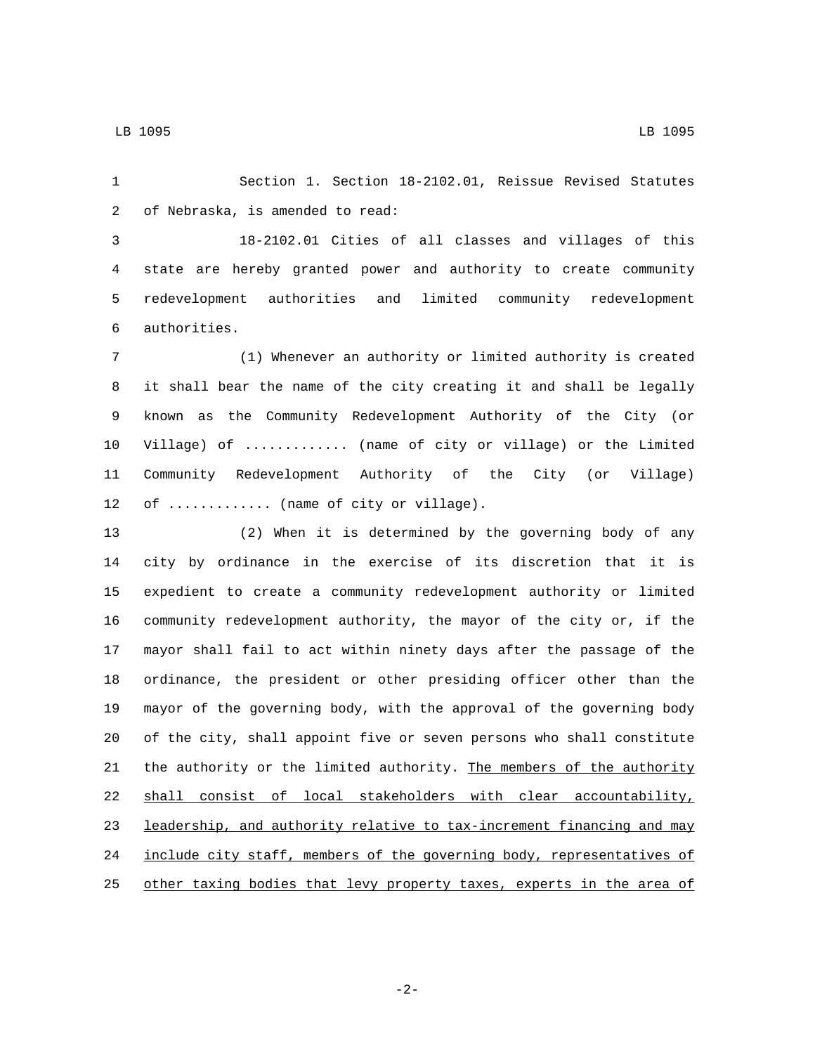Section 1. Section 18-2102.01, Reissue Revised Statutes of Nebraska, is amended to read:

18-2102.01 Cities of all classes and villages of this state are hereby granted power and authority to create community redevelopment authorities and limited community redevelopment authorities.

(1) Whenever an authority or limited authority is created it shall bear the name of the city creating it and shall be legally known as the Community Redevelopment Authority of the City (or Village) of ............ (name of city or village) or the Limited Community Redevelopment Authority of the City (or Village) of ............ (name of city or village).

(2) When it is determined by the governing body of any city by ordinance in the exercise of its discretion that it is expedient to create a community redevelopment authority or limited community redevelopment authority, the mayor of the city or, if the mayor shall fail to act within ninety days after the passage of the ordinance, the president or other presiding officer other than the mayor of the governing body, with the approval of the governing body of the city, shall appoint five or seven persons who shall constitute the authority or the limited authority. <u>The members of the authority shall consist of local stakeholders with clear accountability, leadership, and authority relative to tax-increment financing and may include city staff, members of the governing body, representatives of other taxing bodies that levy property taxes, experts in the area of</u>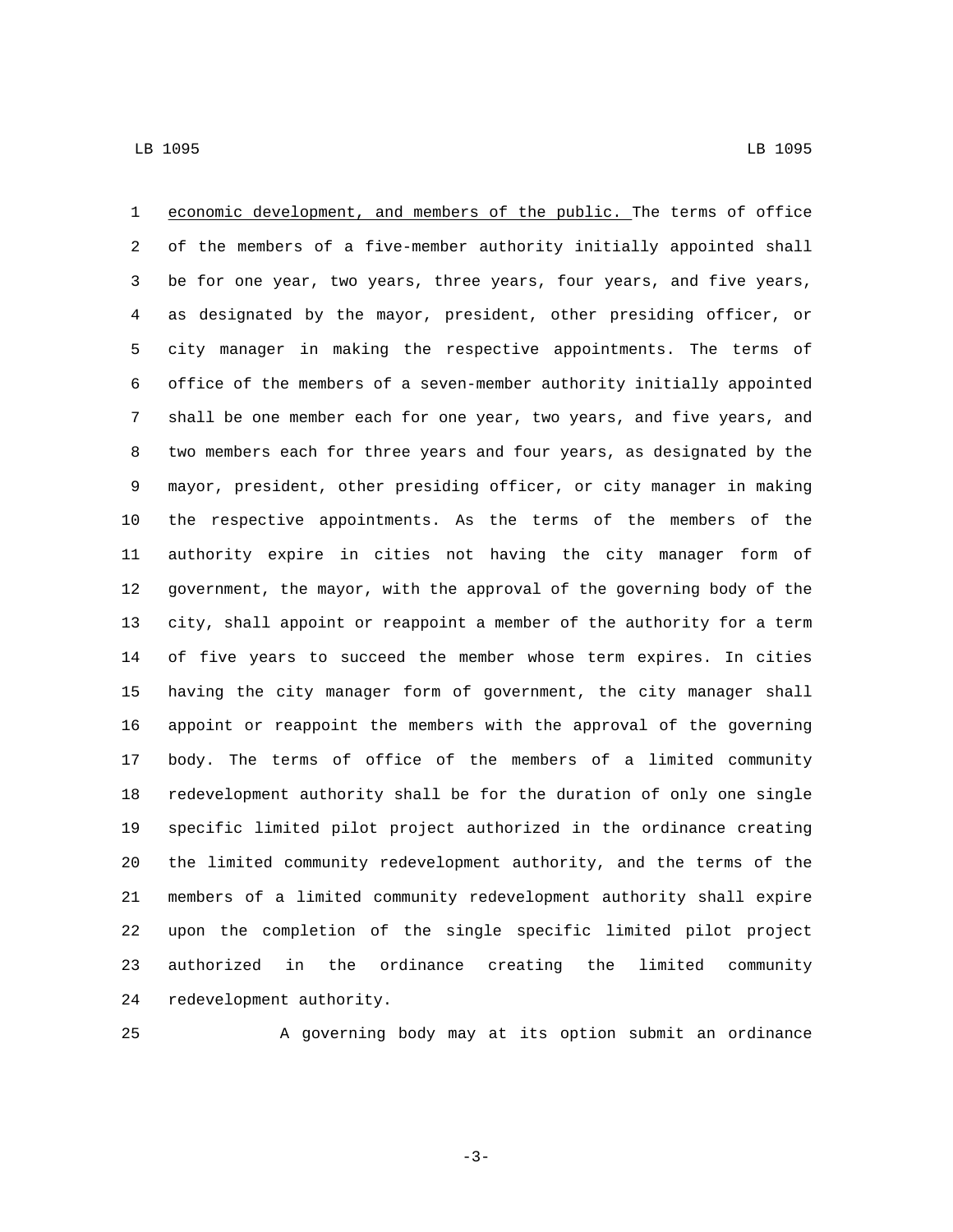economic development, and members of the public. The terms of office of the members of a five-member authority initially appointed shall be for one year, two years, three years, four years, and five years, as designated by the mayor, president, other presiding officer, or city manager in making the respective appointments. The terms of office of the members of a seven-member authority initially appointed shall be one member each for one year, two years, and five years, and two members each for three years and four years, as designated by the mayor, president, other presiding officer, or city manager in making the respective appointments. As the terms of the members of the authority expire in cities not having the city manager form of government, the mayor, with the approval of the governing body of the city, shall appoint or reappoint a member of the authority for a term of five years to succeed the member whose term expires. In cities having the city manager form of government, the city manager shall appoint or reappoint the members with the approval of the governing body. The terms of office of the members of a limited community redevelopment authority shall be for the duration of only one single specific limited pilot project authorized in the ordinance creating the limited community redevelopment authority, and the terms of the members of a limited community redevelopment authority shall expire upon the completion of the single specific limited pilot project authorized in the ordinance creating the limited community redevelopment authority.

A governing body may at its option submit an ordinance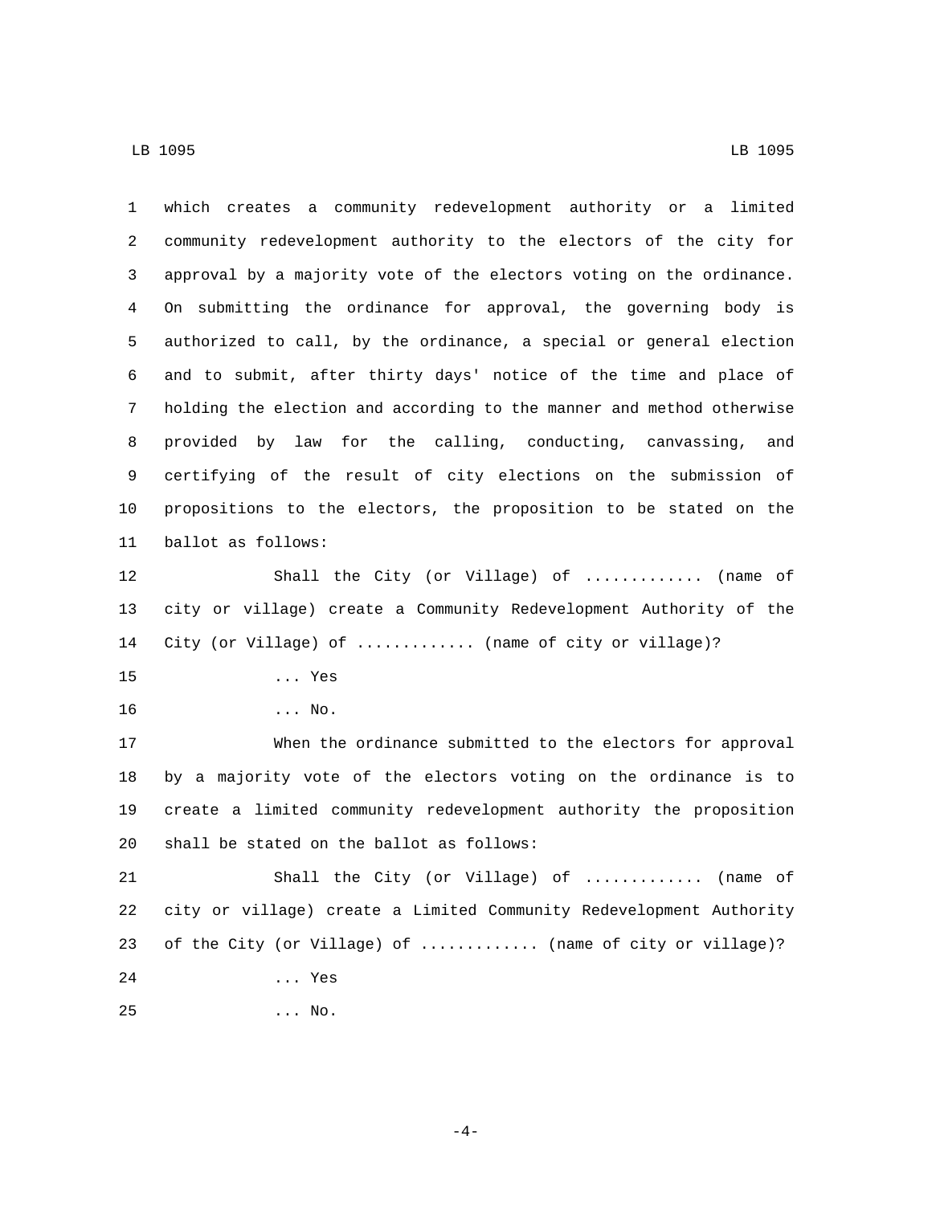which creates a community redevelopment authority or a limited community redevelopment authority to the electors of the city for approval by a majority vote of the electors voting on the ordinance. On submitting the ordinance for approval, the governing body is authorized to call, by the ordinance, a special or general election and to submit, after thirty days' notice of the time and place of holding the election and according to the manner and method otherwise provided by law for the calling, conducting, canvassing, and certifying of the result of city elections on the submission of propositions to the electors, the proposition to be stated on the ballot as follows:

Shall the City (or Village) of ............ (name of city or village) create a Community Redevelopment Authority of the City (or Village) of ............ (name of city or village)?

... Yes

... No.

When the ordinance submitted to the electors for approval by a majority vote of the electors voting on the ordinance is to create a limited community redevelopment authority the proposition shall be stated on the ballot as follows:

Shall the City (or Village) of ............ (name of city or village) create a Limited Community Redevelopment Authority of the City (or Village) of ............ (name of city or village)?

... Yes

... No.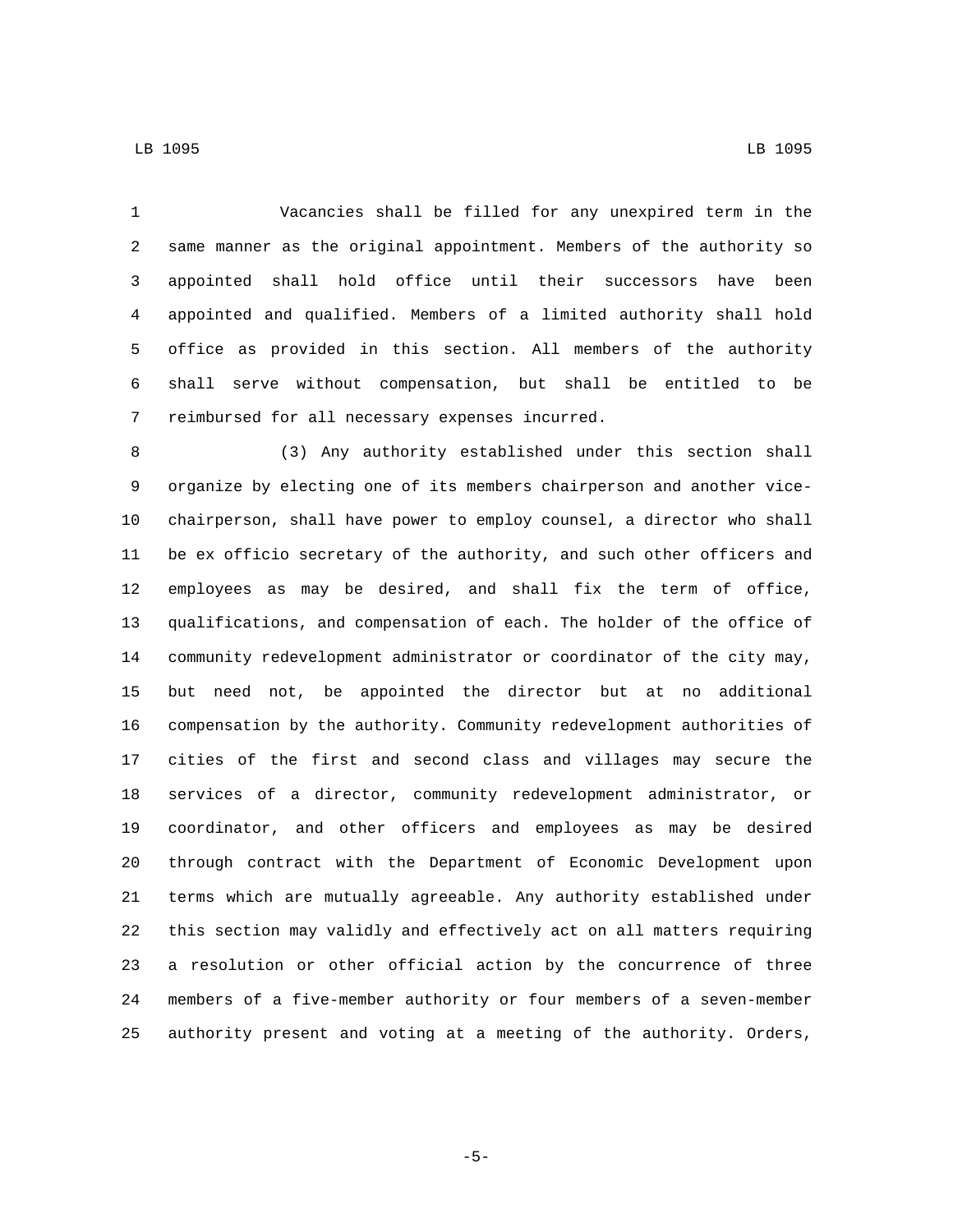Vacancies shall be filled for any unexpired term in the same manner as the original appointment. Members of the authority so appointed shall hold office until their successors have been appointed and qualified. Members of a limited authority shall hold office as provided in this section. All members of the authority shall serve without compensation, but shall be entitled to be reimbursed for all necessary expenses incurred.

(3) Any authority established under this section shall organize by electing one of its members chairperson and another vice-chairperson, shall have power to employ counsel, a director who shall be ex officio secretary of the authority, and such other officers and employees as may be desired, and shall fix the term of office, qualifications, and compensation of each. The holder of the office of community redevelopment administrator or coordinator of the city may, but need not, be appointed the director but at no additional compensation by the authority. Community redevelopment authorities of cities of the first and second class and villages may secure the services of a director, community redevelopment administrator, or coordinator, and other officers and employees as may be desired through contract with the Department of Economic Development upon terms which are mutually agreeable. Any authority established under this section may validly and effectively act on all matters requiring a resolution or other official action by the concurrence of three members of a five-member authority or four members of a seven-member authority present and voting at a meeting of the authority. Orders,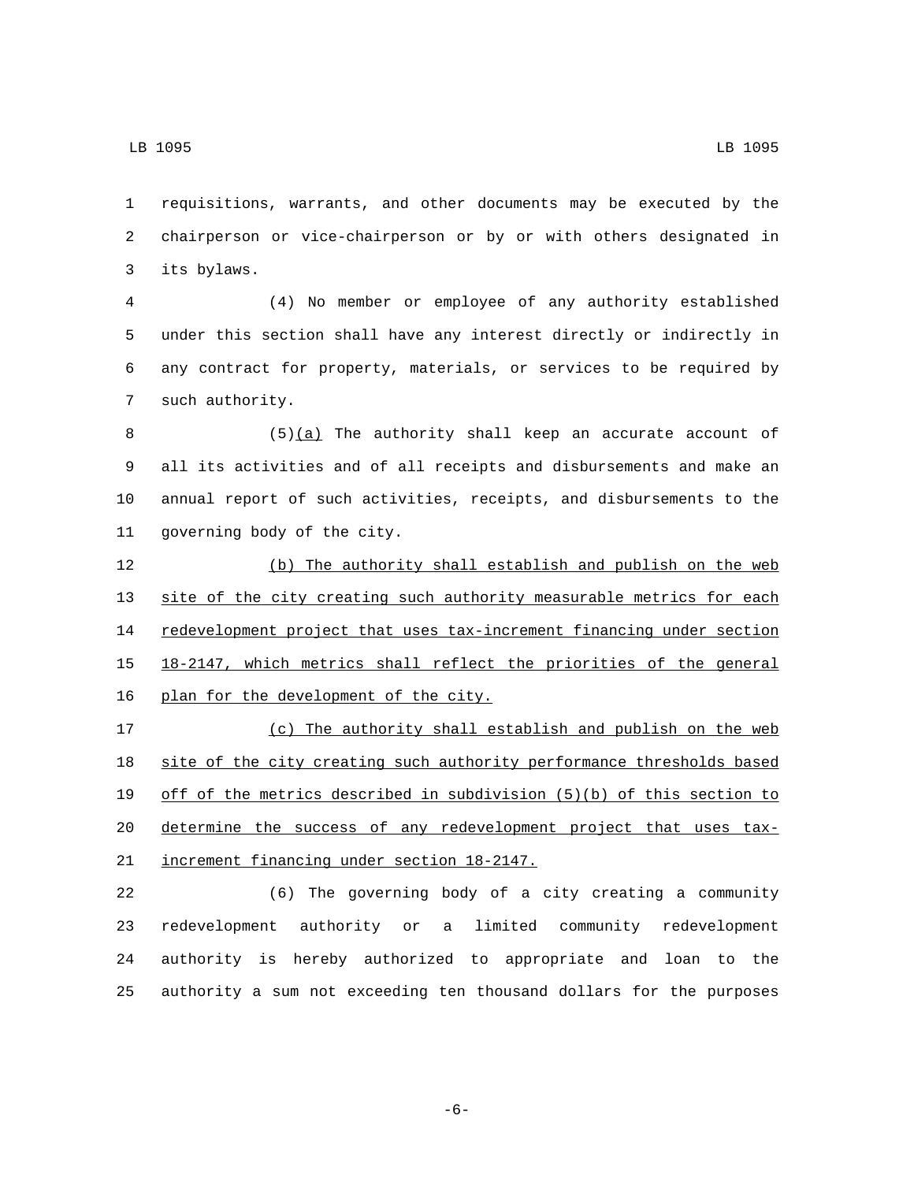requisitions, warrants, and other documents may be executed by the chairperson or vice-chairperson or by or with others designated in its bylaws.

(4) No member or employee of any authority established under this section shall have any interest directly or indirectly in any contract for property, materials, or services to be required by such authority.

(5)<u>(a)</u> The authority shall keep an accurate account of all its activities and of all receipts and disbursements and make an annual report of such activities, receipts, and disbursements to the governing body of the city.

<u>(b) The authority shall establish and publish on the web site of the city creating such authority measurable metrics for each redevelopment project that uses tax-increment financing under section 18-2147, which metrics shall reflect the priorities of the general plan for the development of the city.</u>

<u>(c) The authority shall establish and publish on the web site of the city creating such authority performance thresholds based off of the metrics described in subdivision (5)(b) of this section to determine the success of any redevelopment project that uses tax-increment financing under section 18-2147.</u>

(6) The governing body of a city creating a community redevelopment authority or a limited community redevelopment authority is hereby authorized to appropriate and loan to the authority a sum not exceeding ten thousand dollars for the purposes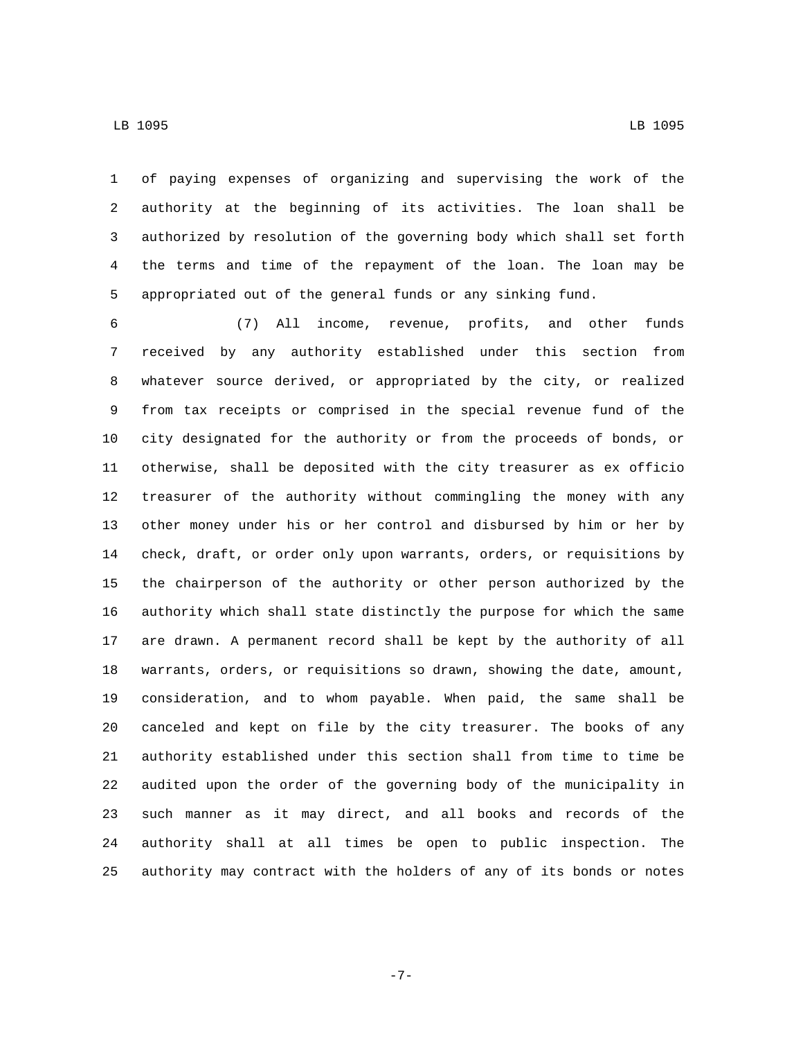of paying expenses of organizing and supervising the work of the authority at the beginning of its activities. The loan shall be authorized by resolution of the governing body which shall set forth the terms and time of the repayment of the loan. The loan may be appropriated out of the general funds or any sinking fund.

(7) All income, revenue, profits, and other funds received by any authority established under this section from whatever source derived, or appropriated by the city, or realized from tax receipts or comprised in the special revenue fund of the city designated for the authority or from the proceeds of bonds, or otherwise, shall be deposited with the city treasurer as ex officio treasurer of the authority without commingling the money with any other money under his or her control and disbursed by him or her by check, draft, or order only upon warrants, orders, or requisitions by the chairperson of the authority or other person authorized by the authority which shall state distinctly the purpose for which the same are drawn. A permanent record shall be kept by the authority of all warrants, orders, or requisitions so drawn, showing the date, amount, consideration, and to whom payable. When paid, the same shall be canceled and kept on file by the city treasurer. The books of any authority established under this section shall from time to time be audited upon the order of the governing body of the municipality in such manner as it may direct, and all books and records of the authority shall at all times be open to public inspection. The authority may contract with the holders of any of its bonds or notes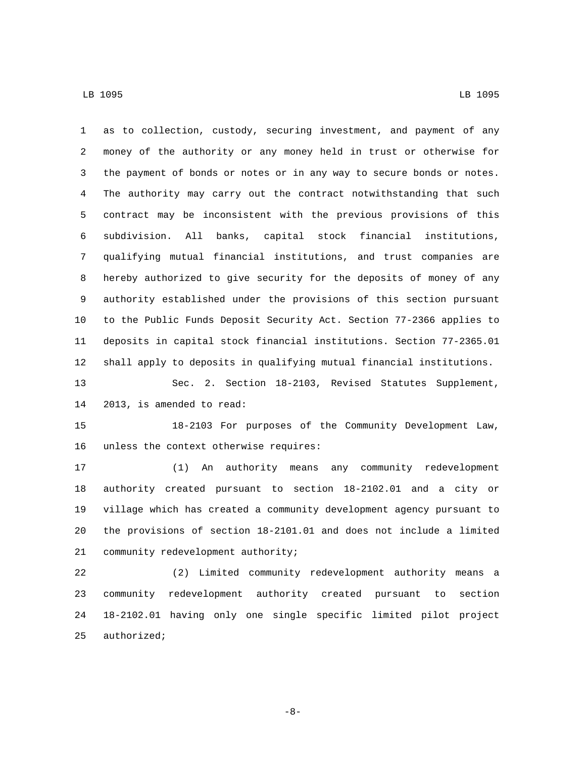as to collection, custody, securing investment, and payment of any money of the authority or any money held in trust or otherwise for the payment of bonds or notes or in any way to secure bonds or notes. The authority may carry out the contract notwithstanding that such contract may be inconsistent with the previous provisions of this subdivision. All banks, capital stock financial institutions, qualifying mutual financial institutions, and trust companies are hereby authorized to give security for the deposits of money of any authority established under the provisions of this section pursuant to the Public Funds Deposit Security Act. Section 77-2366 applies to deposits in capital stock financial institutions. Section 77-2365.01 shall apply to deposits in qualifying mutual financial institutions.

Sec. 2. Section 18-2103, Revised Statutes Supplement, 2013, is amended to read:

18-2103 For purposes of the Community Development Law, unless the context otherwise requires:

(1) An authority means any community redevelopment authority created pursuant to section 18-2102.01 and a city or village which has created a community development agency pursuant to the provisions of section 18-2101.01 and does not include a limited community redevelopment authority;

(2) Limited community redevelopment authority means a community redevelopment authority created pursuant to section 18-2102.01 having only one single specific limited pilot project authorized;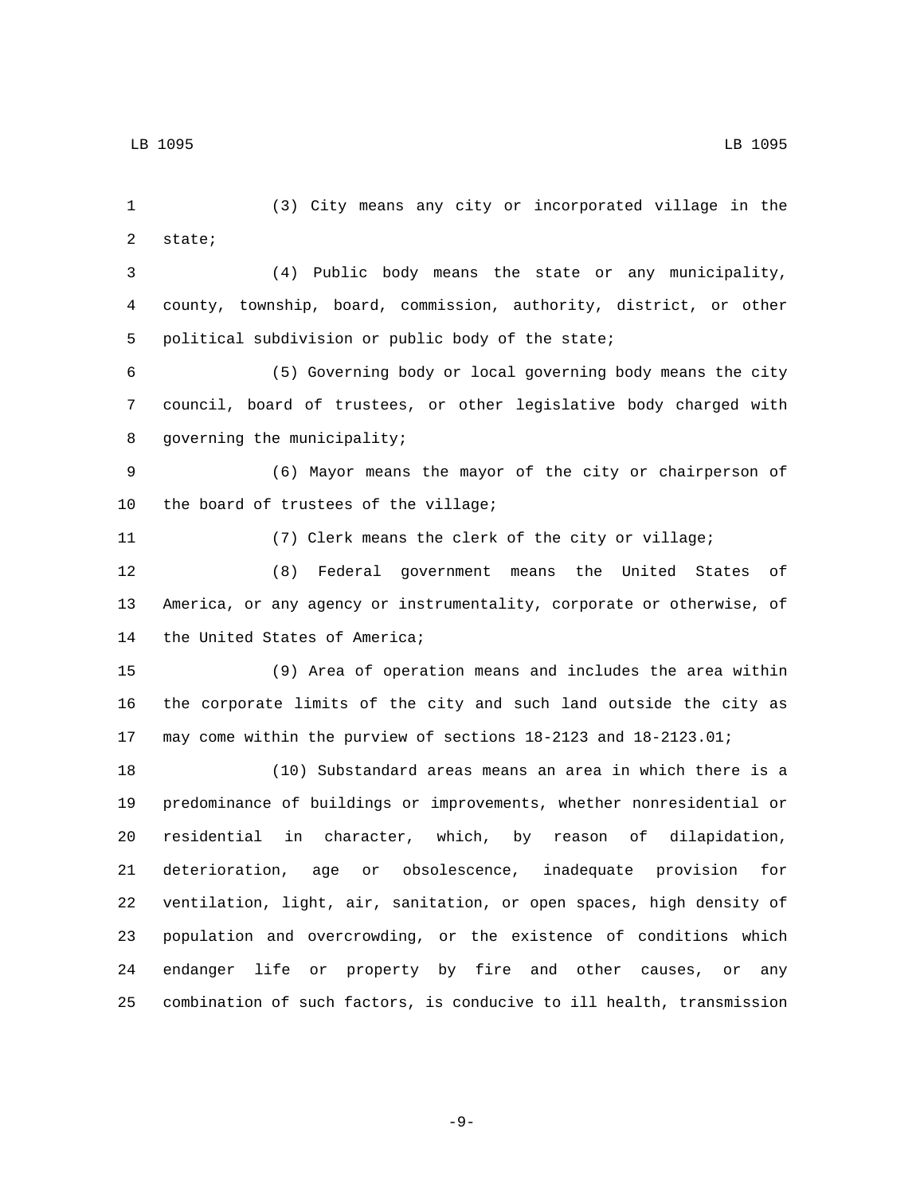(3) City means any city or incorporated village in the state;

(4) Public body means the state or any municipality, county, township, board, commission, authority, district, or other political subdivision or public body of the state;

(5) Governing body or local governing body means the city council, board of trustees, or other legislative body charged with governing the municipality;

(6) Mayor means the mayor of the city or chairperson of the board of trustees of the village;

(7) Clerk means the clerk of the city or village;

(8) Federal government means the United States of America, or any agency or instrumentality, corporate or otherwise, of the United States of America;

(9) Area of operation means and includes the area within the corporate limits of the city and such land outside the city as may come within the purview of sections 18-2123 and 18-2123.01;

(10) Substandard areas means an area in which there is a predominance of buildings or improvements, whether nonresidential or residential in character, which, by reason of dilapidation, deterioration, age or obsolescence, inadequate provision for ventilation, light, air, sanitation, or open spaces, high density of population and overcrowding, or the existence of conditions which endanger life or property by fire and other causes, or any combination of such factors, is conducive to ill health, transmission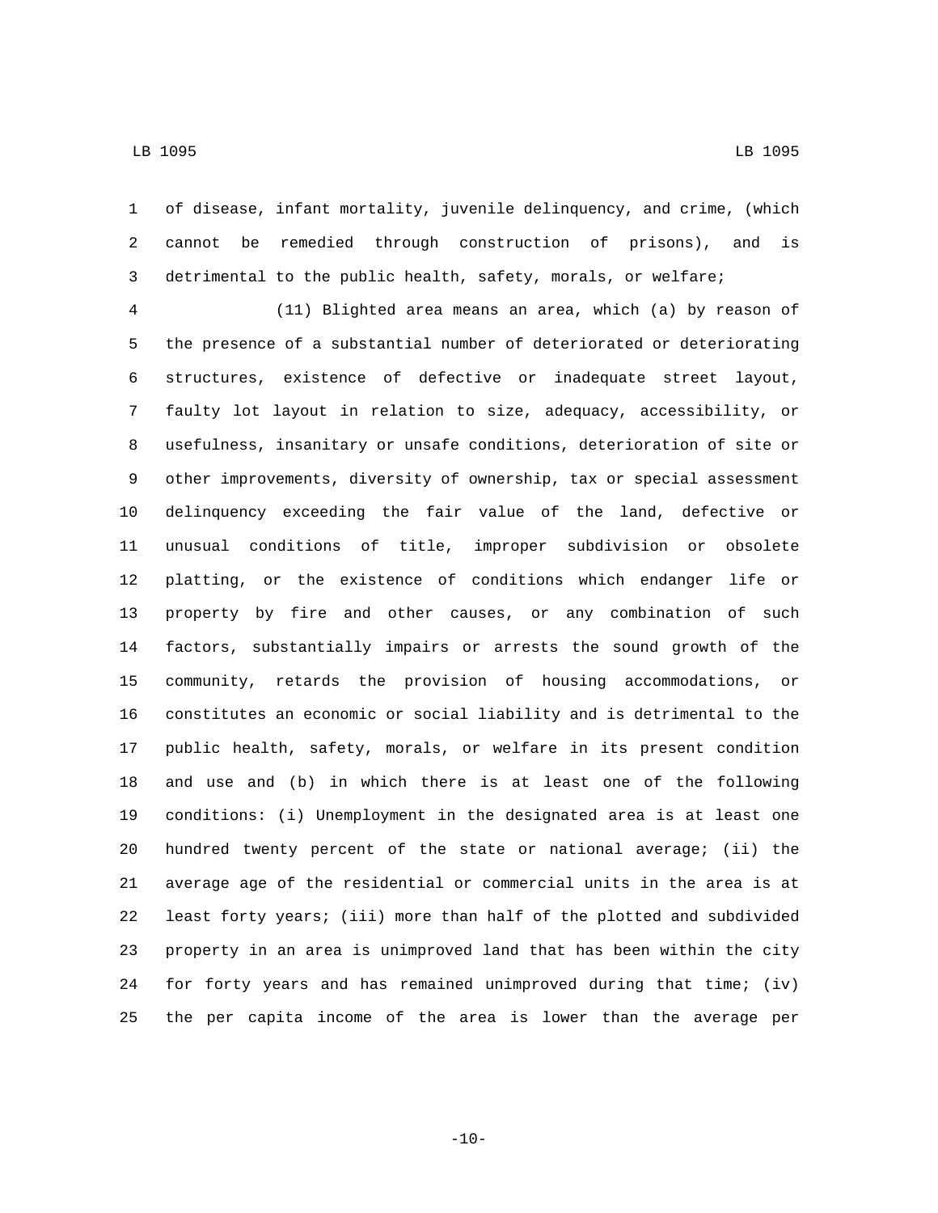of disease, infant mortality, juvenile delinquency, and crime, (which cannot be remedied through construction of prisons), and is detrimental to the public health, safety, morals, or welfare;

(11) Blighted area means an area, which (a) by reason of the presence of a substantial number of deteriorated or deteriorating structures, existence of defective or inadequate street layout, faulty lot layout in relation to size, adequacy, accessibility, or usefulness, insanitary or unsafe conditions, deterioration of site or other improvements, diversity of ownership, tax or special assessment delinquency exceeding the fair value of the land, defective or unusual conditions of title, improper subdivision or obsolete platting, or the existence of conditions which endanger life or property by fire and other causes, or any combination of such factors, substantially impairs or arrests the sound growth of the community, retards the provision of housing accommodations, or constitutes an economic or social liability and is detrimental to the public health, safety, morals, or welfare in its present condition and use and (b) in which there is at least one of the following conditions: (i) Unemployment in the designated area is at least one hundred twenty percent of the state or national average; (ii) the average age of the residential or commercial units in the area is at least forty years; (iii) more than half of the plotted and subdivided property in an area is unimproved land that has been within the city for forty years and has remained unimproved during that time; (iv) the per capita income of the area is lower than the average per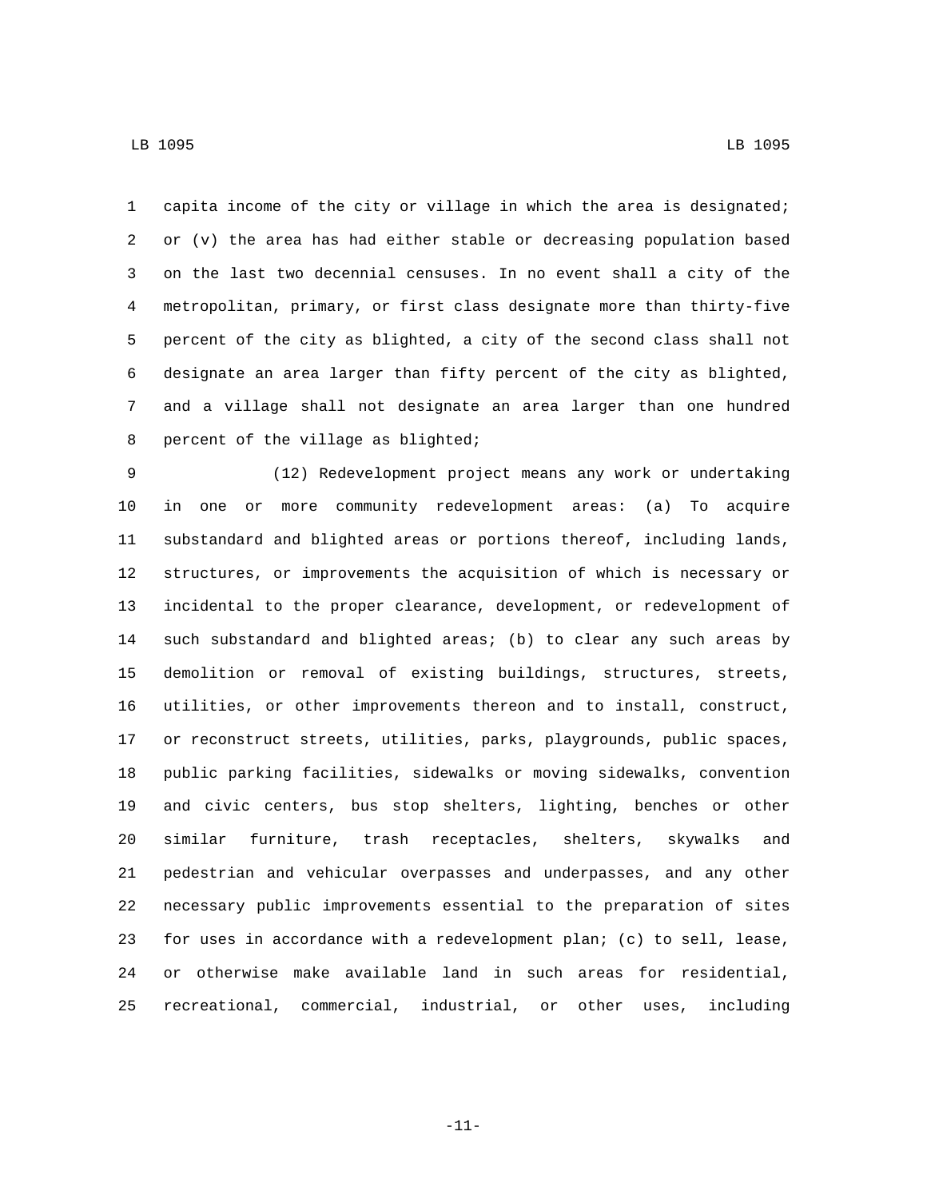capita income of the city or village in which the area is designated; or (v) the area has had either stable or decreasing population based on the last two decennial censuses. In no event shall a city of the metropolitan, primary, or first class designate more than thirty-five percent of the city as blighted, a city of the second class shall not designate an area larger than fifty percent of the city as blighted, and a village shall not designate an area larger than one hundred percent of the village as blighted;

(12) Redevelopment project means any work or undertaking in one or more community redevelopment areas: (a) To acquire substandard and blighted areas or portions thereof, including lands, structures, or improvements the acquisition of which is necessary or incidental to the proper clearance, development, or redevelopment of such substandard and blighted areas; (b) to clear any such areas by demolition or removal of existing buildings, structures, streets, utilities, or other improvements thereon and to install, construct, or reconstruct streets, utilities, parks, playgrounds, public spaces, public parking facilities, sidewalks or moving sidewalks, convention and civic centers, bus stop shelters, lighting, benches or other similar furniture, trash receptacles, shelters, skywalks and pedestrian and vehicular overpasses and underpasses, and any other necessary public improvements essential to the preparation of sites for uses in accordance with a redevelopment plan; (c) to sell, lease, or otherwise make available land in such areas for residential, recreational, commercial, industrial, or other uses, including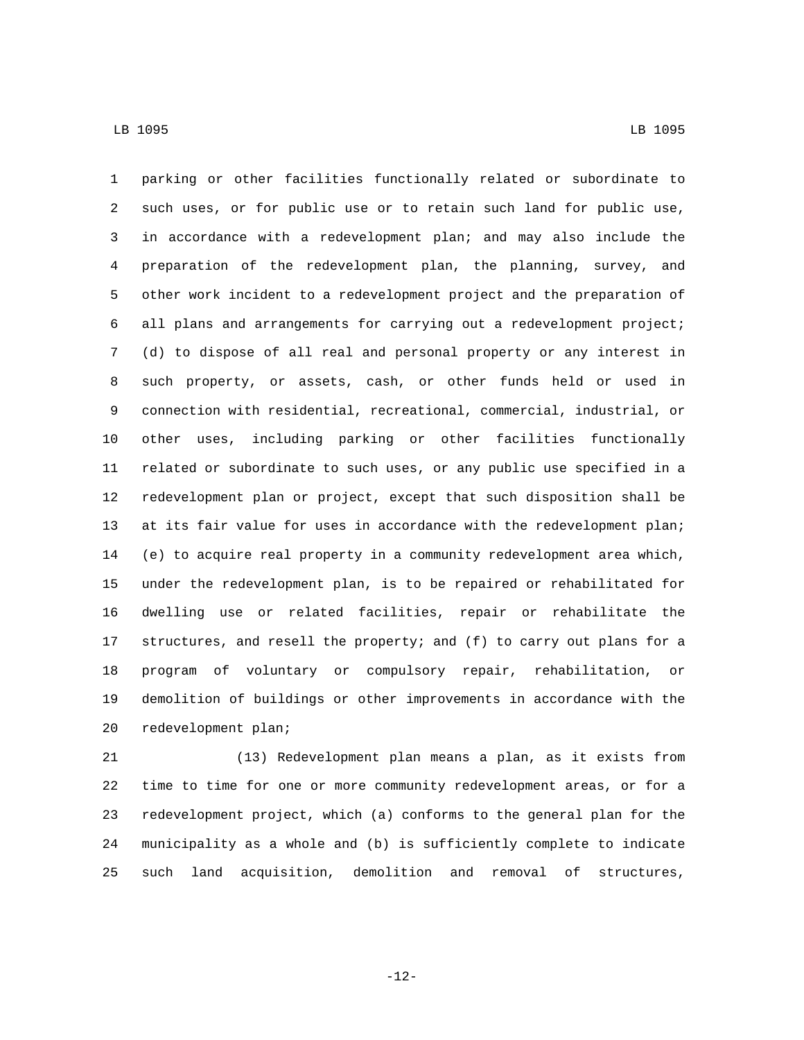parking or other facilities functionally related or subordinate to such uses, or for public use or to retain such land for public use, in accordance with a redevelopment plan; and may also include the preparation of the redevelopment plan, the planning, survey, and other work incident to a redevelopment project and the preparation of all plans and arrangements for carrying out a redevelopment project; (d) to dispose of all real and personal property or any interest in such property, or assets, cash, or other funds held or used in connection with residential, recreational, commercial, industrial, or other uses, including parking or other facilities functionally related or subordinate to such uses, or any public use specified in a redevelopment plan or project, except that such disposition shall be at its fair value for uses in accordance with the redevelopment plan; (e) to acquire real property in a community redevelopment area which, under the redevelopment plan, is to be repaired or rehabilitated for dwelling use or related facilities, repair or rehabilitate the structures, and resell the property; and (f) to carry out plans for a program of voluntary or compulsory repair, rehabilitation, or demolition of buildings or other improvements in accordance with the redevelopment plan;

(13) Redevelopment plan means a plan, as it exists from time to time for one or more community redevelopment areas, or for a redevelopment project, which (a) conforms to the general plan for the municipality as a whole and (b) is sufficiently complete to indicate such land acquisition, demolition and removal of structures,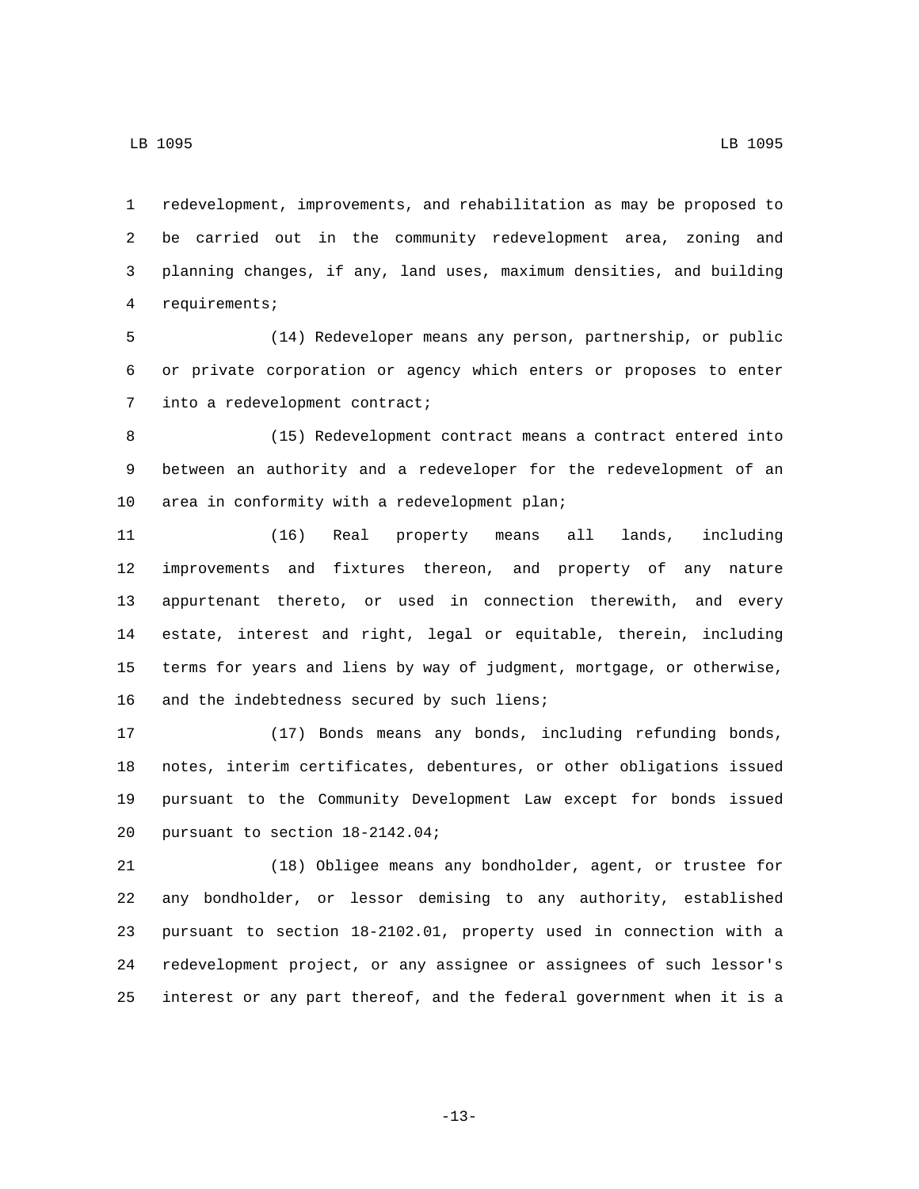redevelopment, improvements, and rehabilitation as may be proposed to be carried out in the community redevelopment area, zoning and planning changes, if any, land uses, maximum densities, and building requirements;

(14) Redeveloper means any person, partnership, or public or private corporation or agency which enters or proposes to enter into a redevelopment contract;

(15) Redevelopment contract means a contract entered into between an authority and a redeveloper for the redevelopment of an area in conformity with a redevelopment plan;

(16) Real property means all lands, including improvements and fixtures thereon, and property of any nature appurtenant thereto, or used in connection therewith, and every estate, interest and right, legal or equitable, therein, including terms for years and liens by way of judgment, mortgage, or otherwise, and the indebtedness secured by such liens;

(17) Bonds means any bonds, including refunding bonds, notes, interim certificates, debentures, or other obligations issued pursuant to the Community Development Law except for bonds issued pursuant to section 18-2142.04;

(18) Obligee means any bondholder, agent, or trustee for any bondholder, or lessor demising to any authority, established pursuant to section 18-2102.01, property used in connection with a redevelopment project, or any assignee or assignees of such lessor's interest or any part thereof, and the federal government when it is a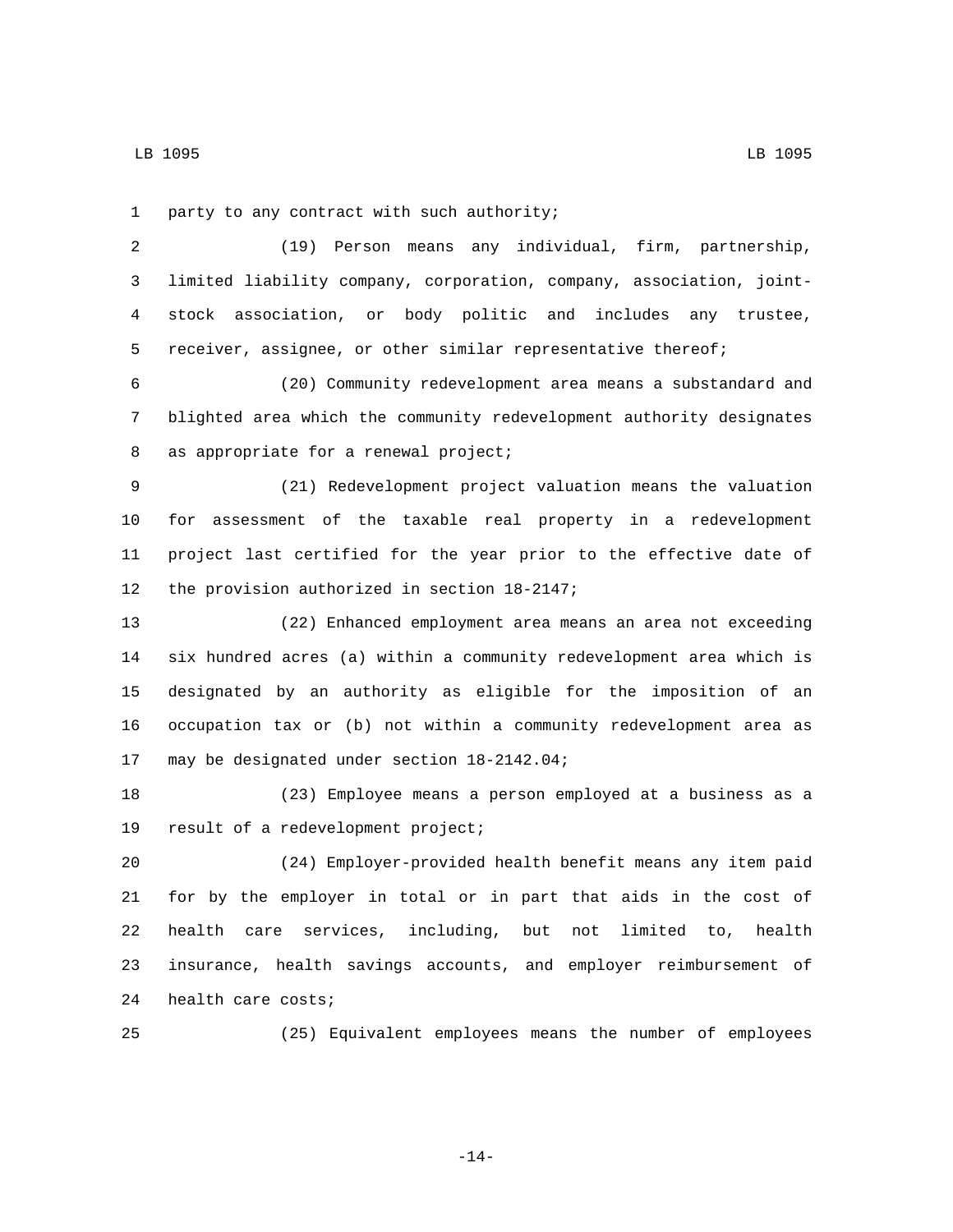party to any contract with such authority;

(19) Person means any individual, firm, partnership, limited liability company, corporation, company, association, joint-stock association, or body politic and includes any trustee, receiver, assignee, or other similar representative thereof;

(20) Community redevelopment area means a substandard and blighted area which the community redevelopment authority designates as appropriate for a renewal project;

(21) Redevelopment project valuation means the valuation for assessment of the taxable real property in a redevelopment project last certified for the year prior to the effective date of the provision authorized in section 18-2147;

(22) Enhanced employment area means an area not exceeding six hundred acres (a) within a community redevelopment area which is designated by an authority as eligible for the imposition of an occupation tax or (b) not within a community redevelopment area as may be designated under section 18-2142.04;

(23) Employee means a person employed at a business as a result of a redevelopment project;

(24) Employer-provided health benefit means any item paid for by the employer in total or in part that aids in the cost of health care services, including, but not limited to, health insurance, health savings accounts, and employer reimbursement of health care costs;

(25) Equivalent employees means the number of employees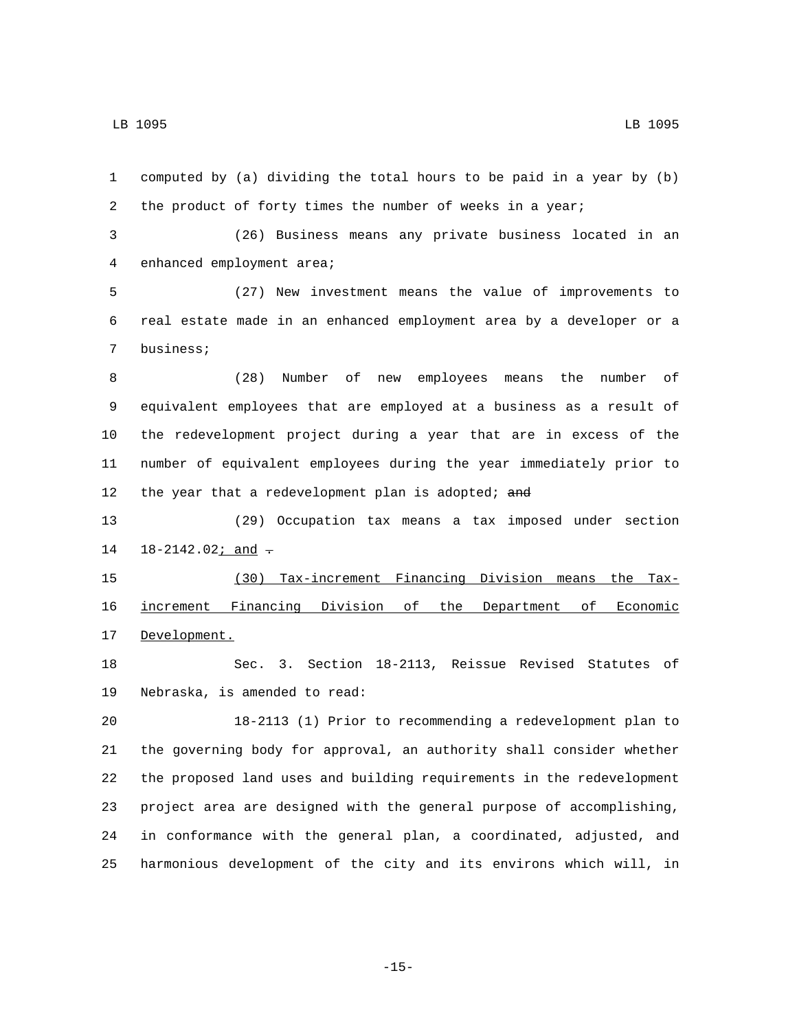computed by (a) dividing the total hours to be paid in a year by (b) the product of forty times the number of weeks in a year;

(26) Business means any private business located in an enhanced employment area;

(27) New investment means the value of improvements to real estate made in an enhanced employment area by a developer or a business;

(28) Number of new employees means the number of equivalent employees that are employed at a business as a result of the redevelopment project during a year that are in excess of the number of equivalent employees during the year immediately prior to the year that a redevelopment plan is adopted; ~~and~~

(29) Occupation tax means a tax imposed under section 18-2142.02; and ~~.~~

(30) Tax-increment Financing Division means the Tax-increment Financing Division of the Department of Economic Development.

Sec. 3. Section 18-2113, Reissue Revised Statutes of Nebraska, is amended to read:

18-2113 (1) Prior to recommending a redevelopment plan to the governing body for approval, an authority shall consider whether the proposed land uses and building requirements in the redevelopment project area are designed with the general purpose of accomplishing, in conformance with the general plan, a coordinated, adjusted, and harmonious development of the city and its environs which will, in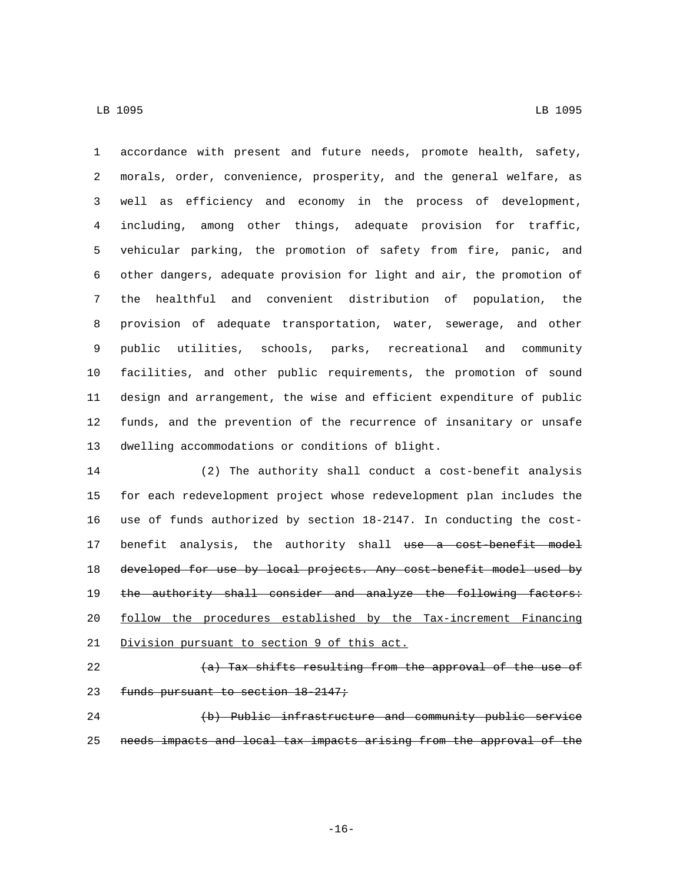accordance with present and future needs, promote health, safety, morals, order, convenience, prosperity, and the general welfare, as well as efficiency and economy in the process of development, including, among other things, adequate provision for traffic, vehicular parking, the promotion of safety from fire, panic, and other dangers, adequate provision for light and air, the promotion of the healthful and convenient distribution of population, the provision of adequate transportation, water, sewerage, and other public utilities, schools, parks, recreational and community facilities, and other public requirements, the promotion of sound design and arrangement, the wise and efficient expenditure of public funds, and the prevention of the recurrence of insanitary or unsafe dwelling accommodations or conditions of blight.

(2) The authority shall conduct a cost-benefit analysis for each redevelopment project whose redevelopment plan includes the use of funds authorized by section 18-2147. In conducting the cost-benefit analysis, the authority shall ~~use a cost-benefit model developed for use by local projects. Any cost-benefit model used by the authority shall consider and analyze the following factors:~~ follow the procedures established by the Tax-increment Financing Division pursuant to section 9 of this act.

~~(a) Tax shifts resulting from the approval of the use of funds pursuant to section 18-2147;~~

~~(b) Public infrastructure and community public service needs impacts and local tax impacts arising from the approval of the~~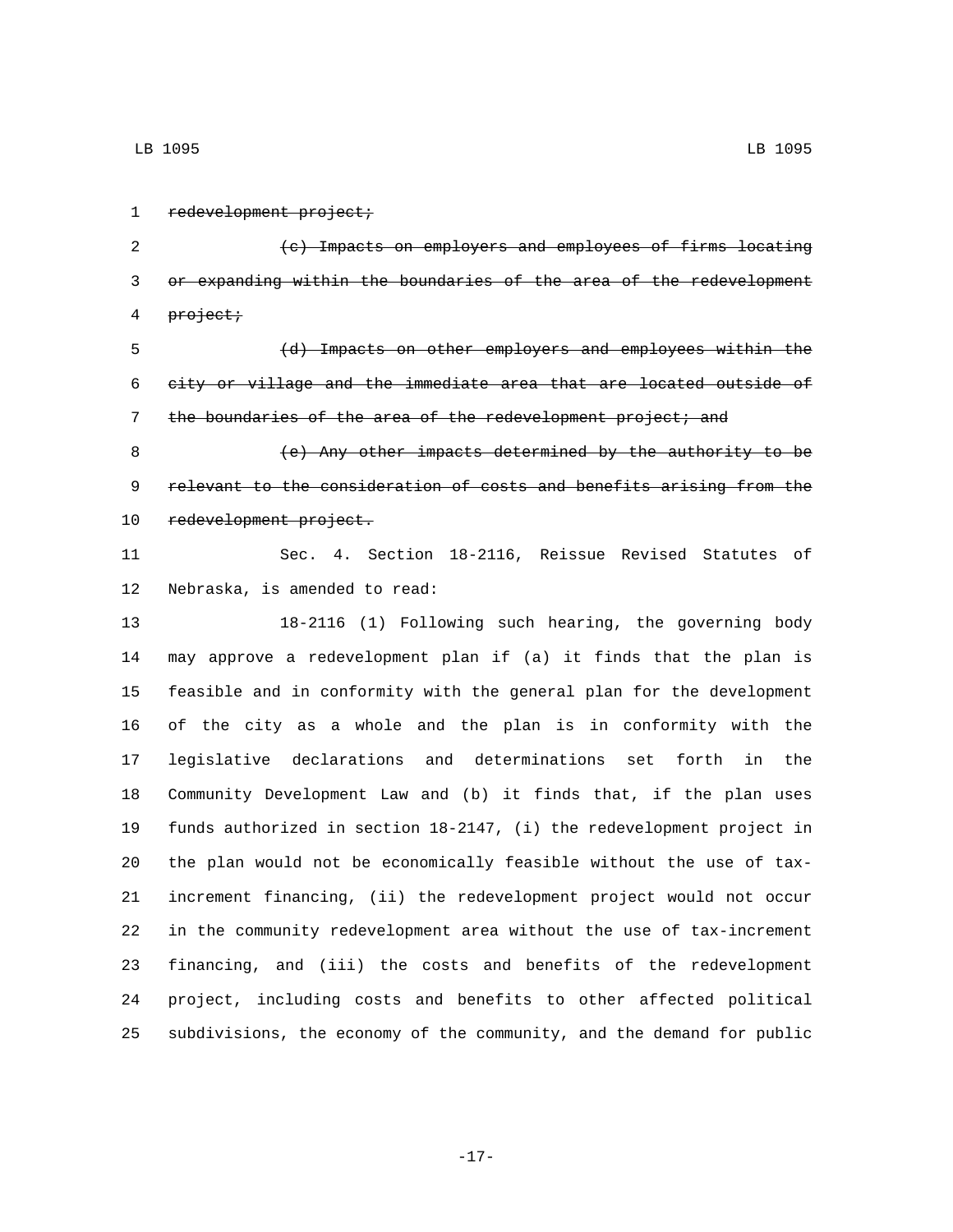~~redevelopment project;~~

~~(c) Impacts on employers and employees of firms locating or expanding within the boundaries of the area of the redevelopment project;~~

~~(d) Impacts on other employers and employees within the city or village and the immediate area that are located outside of the boundaries of the area of the redevelopment project; and~~

~~(e) Any other impacts determined by the authority to be relevant to the consideration of costs and benefits arising from the redevelopment project.~~

Sec. 4. Section 18-2116, Reissue Revised Statutes of Nebraska, is amended to read:

18-2116 (1) Following such hearing, the governing body may approve a redevelopment plan if (a) it finds that the plan is feasible and in conformity with the general plan for the development of the city as a whole and the plan is in conformity with the legislative declarations and determinations set forth in the Community Development Law and (b) it finds that, if the plan uses funds authorized in section 18-2147, (i) the redevelopment project in the plan would not be economically feasible without the use of tax-increment financing, (ii) the redevelopment project would not occur in the community redevelopment area without the use of tax-increment financing, and (iii) the costs and benefits of the redevelopment project, including costs and benefits to other affected political subdivisions, the economy of the community, and the demand for public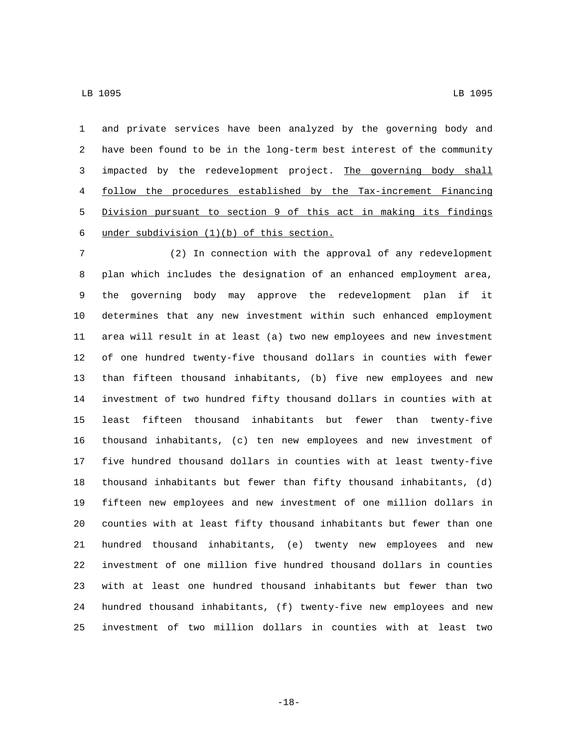and private services have been analyzed by the governing body and have been found to be in the long-term best interest of the community impacted by the redevelopment project. The governing body shall follow the procedures established by the Tax-increment Financing Division pursuant to section 9 of this act in making its findings under subdivision (1)(b) of this section.

(2) In connection with the approval of any redevelopment plan which includes the designation of an enhanced employment area, the governing body may approve the redevelopment plan if it determines that any new investment within such enhanced employment area will result in at least (a) two new employees and new investment of one hundred twenty-five thousand dollars in counties with fewer than fifteen thousand inhabitants, (b) five new employees and new investment of two hundred fifty thousand dollars in counties with at least fifteen thousand inhabitants but fewer than twenty-five thousand inhabitants, (c) ten new employees and new investment of five hundred thousand dollars in counties with at least twenty-five thousand inhabitants but fewer than fifty thousand inhabitants, (d) fifteen new employees and new investment of one million dollars in counties with at least fifty thousand inhabitants but fewer than one hundred thousand inhabitants, (e) twenty new employees and new investment of one million five hundred thousand dollars in counties with at least one hundred thousand inhabitants but fewer than two hundred thousand inhabitants, (f) twenty-five new employees and new investment of two million dollars in counties with at least two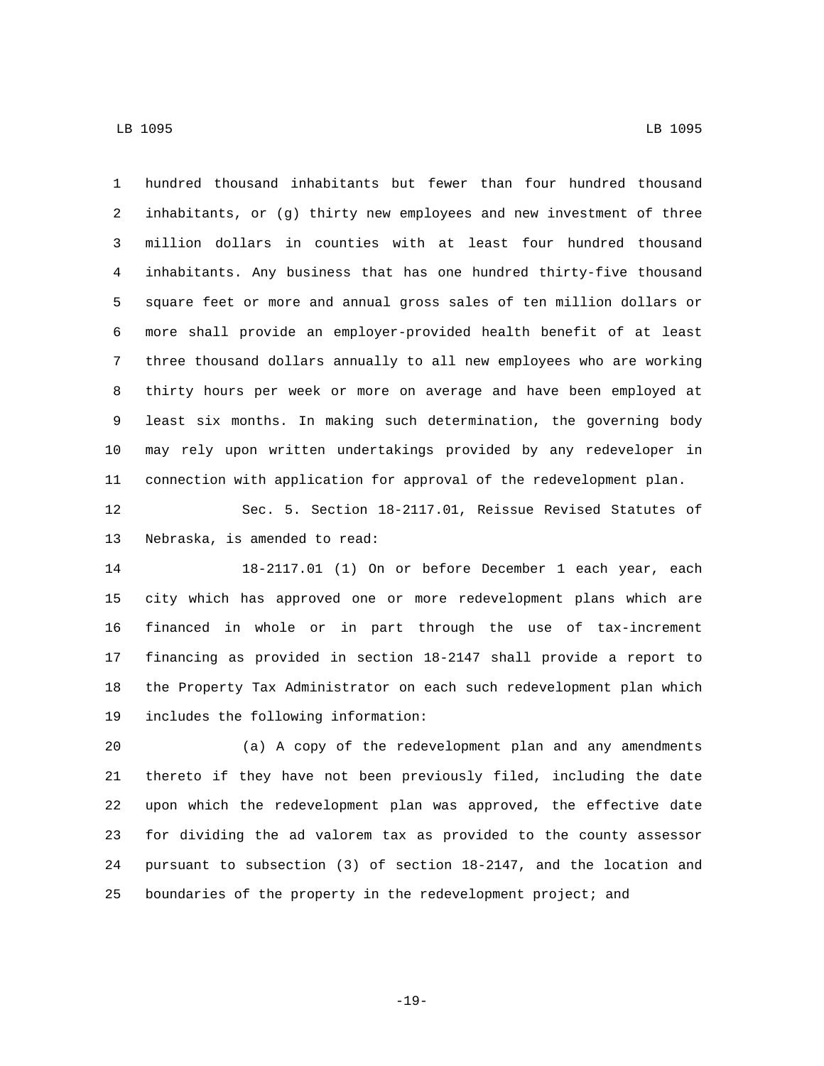hundred thousand inhabitants but fewer than four hundred thousand inhabitants, or (g) thirty new employees and new investment of three million dollars in counties with at least four hundred thousand inhabitants. Any business that has one hundred thirty-five thousand square feet or more and annual gross sales of ten million dollars or more shall provide an employer-provided health benefit of at least three thousand dollars annually to all new employees who are working thirty hours per week or more on average and have been employed at least six months. In making such determination, the governing body may rely upon written undertakings provided by any redeveloper in connection with application for approval of the redevelopment plan.

Sec. 5. Section 18-2117.01, Reissue Revised Statutes of Nebraska, is amended to read:

18-2117.01 (1) On or before December 1 each year, each city which has approved one or more redevelopment plans which are financed in whole or in part through the use of tax-increment financing as provided in section 18-2147 shall provide a report to the Property Tax Administrator on each such redevelopment plan which includes the following information:

(a) A copy of the redevelopment plan and any amendments thereto if they have not been previously filed, including the date upon which the redevelopment plan was approved, the effective date for dividing the ad valorem tax as provided to the county assessor pursuant to subsection (3) of section 18-2147, and the location and boundaries of the property in the redevelopment project; and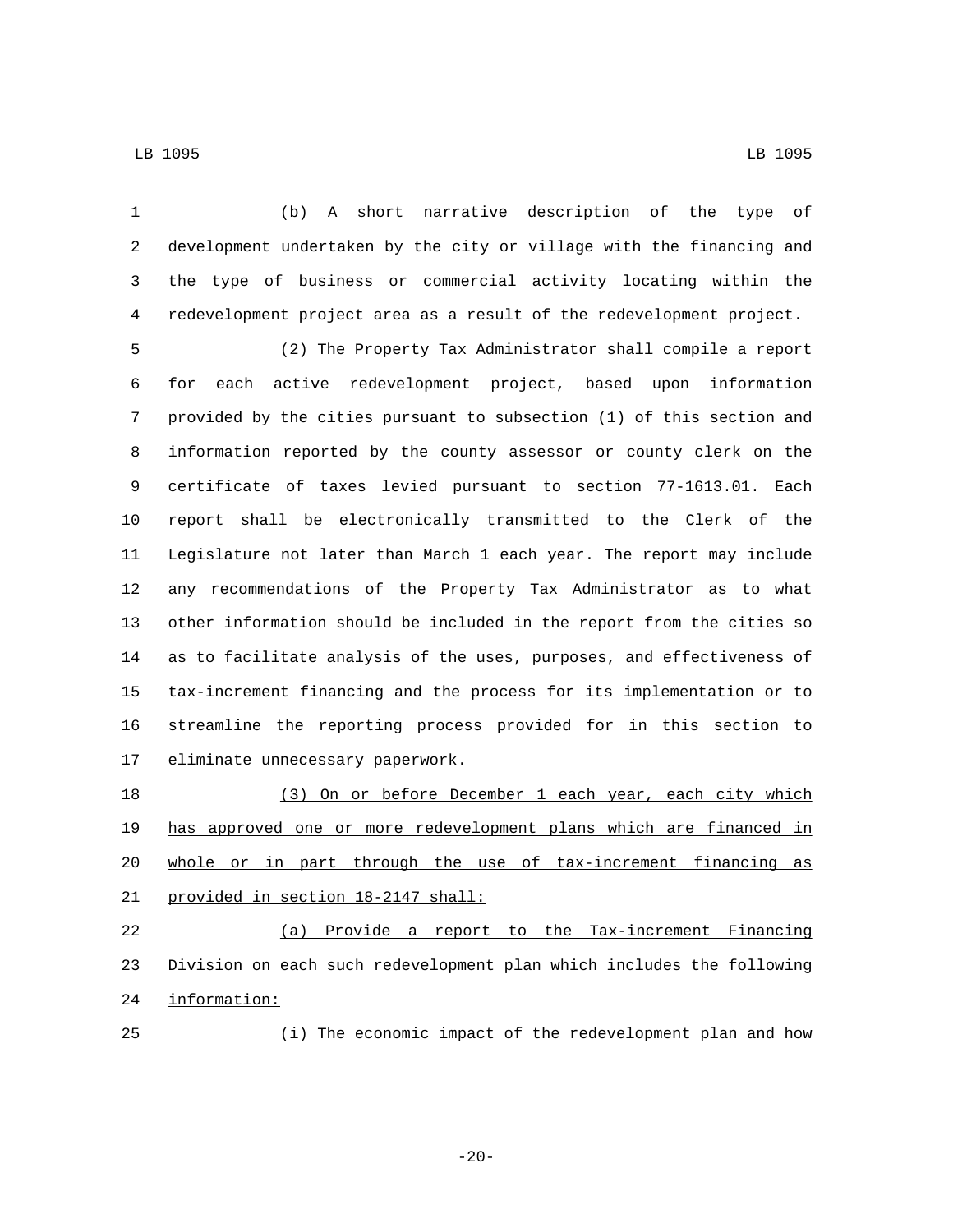(b) A short narrative description of the type of development undertaken by the city or village with the financing and the type of business or commercial activity locating within the redevelopment project area as a result of the redevelopment project.

(2) The Property Tax Administrator shall compile a report for each active redevelopment project, based upon information provided by the cities pursuant to subsection (1) of this section and information reported by the county assessor or county clerk on the certificate of taxes levied pursuant to section 77-1613.01. Each report shall be electronically transmitted to the Clerk of the Legislature not later than March 1 each year. The report may include any recommendations of the Property Tax Administrator as to what other information should be included in the report from the cities so as to facilitate analysis of the uses, purposes, and effectiveness of tax-increment financing and the process for its implementation or to streamline the reporting process provided for in this section to eliminate unnecessary paperwork.

(3) On or before December 1 each year, each city which has approved one or more redevelopment plans which are financed in whole or in part through the use of tax-increment financing as provided in section 18-2147 shall:

(a) Provide a report to the Tax-increment Financing Division on each such redevelopment plan which includes the following information:

(i) The economic impact of the redevelopment plan and how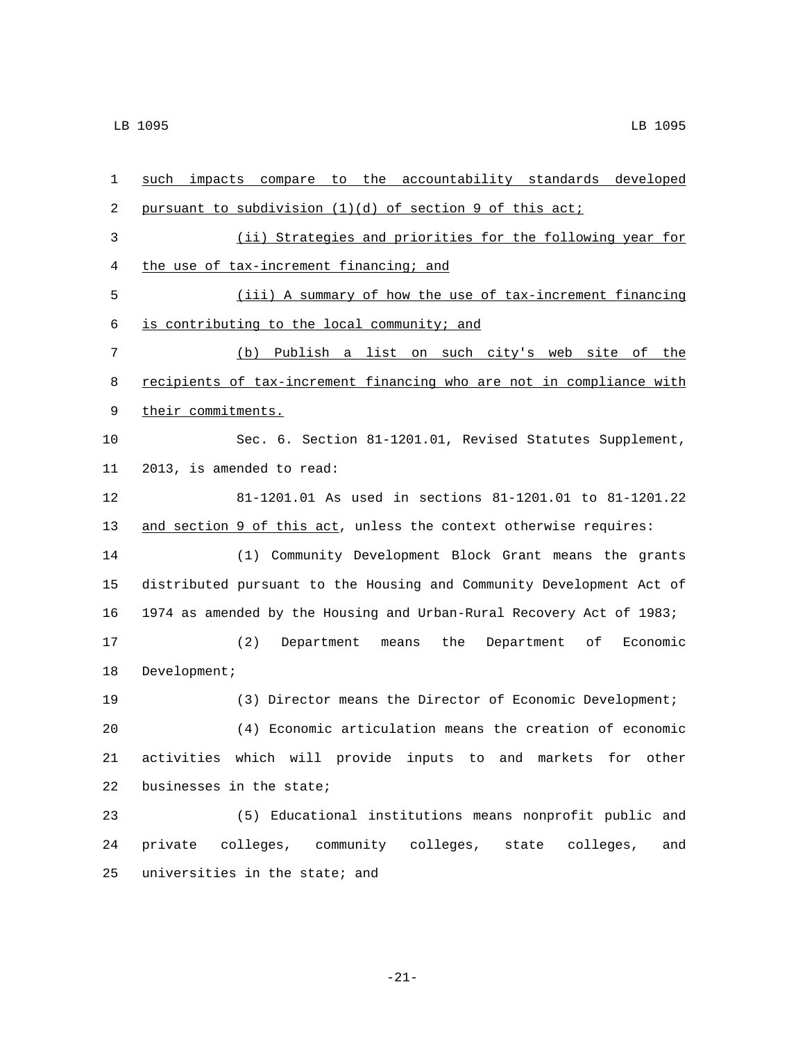such impacts compare to the accountability standards developed pursuant to subdivision (1)(d) of section 9 of this act;

(ii) Strategies and priorities for the following year for the use of tax-increment financing; and

(iii) A summary of how the use of tax-increment financing is contributing to the local community; and

(b) Publish a list on such city's web site of the recipients of tax-increment financing who are not in compliance with their commitments.

Sec. 6. Section 81-1201.01, Revised Statutes Supplement, 2013, is amended to read:

81-1201.01 As used in sections 81-1201.01 to 81-1201.22 and section 9 of this act, unless the context otherwise requires:

(1) Community Development Block Grant means the grants distributed pursuant to the Housing and Community Development Act of 1974 as amended by the Housing and Urban-Rural Recovery Act of 1983;

(2) Department means the Department of Economic Development;

(3) Director means the Director of Economic Development;

(4) Economic articulation means the creation of economic activities which will provide inputs to and markets for other businesses in the state;

(5) Educational institutions means nonprofit public and private colleges, community colleges, state colleges, and universities in the state; and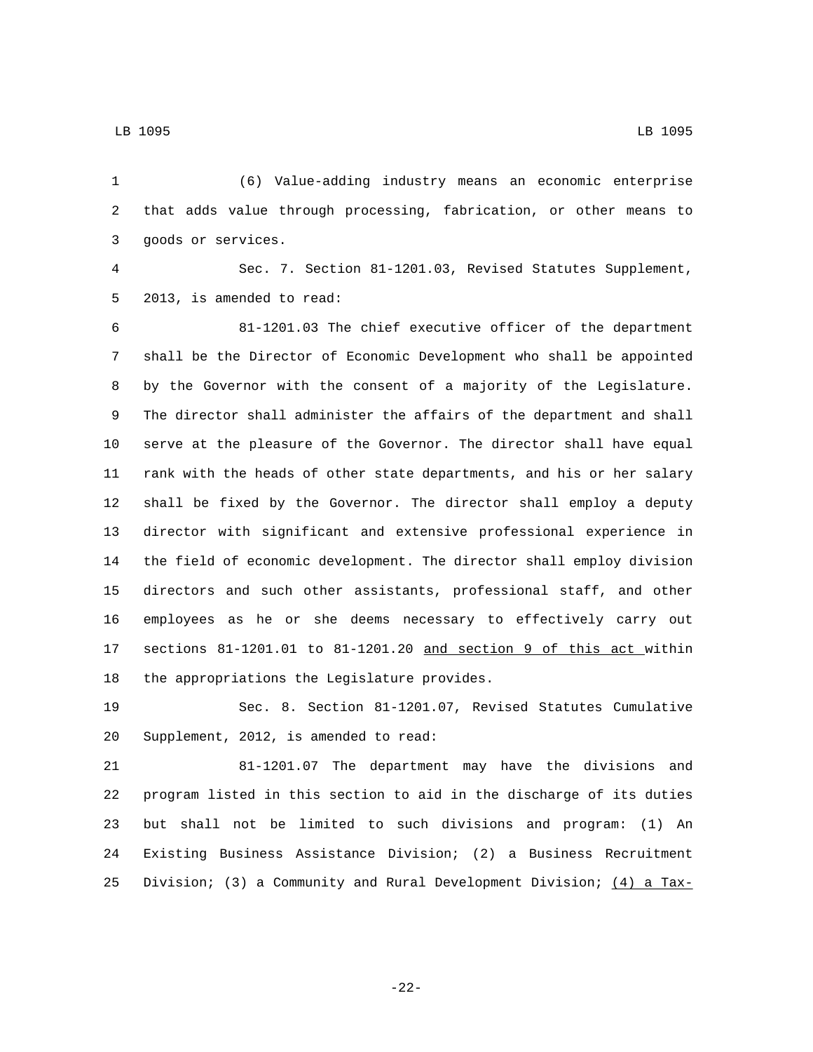(6) Value-adding industry means an economic enterprise that adds value through processing, fabrication, or other means to goods or services.

Sec. 7. Section 81-1201.03, Revised Statutes Supplement, 2013, is amended to read:

81-1201.03 The chief executive officer of the department shall be the Director of Economic Development who shall be appointed by the Governor with the consent of a majority of the Legislature. The director shall administer the affairs of the department and shall serve at the pleasure of the Governor. The director shall have equal rank with the heads of other state departments, and his or her salary shall be fixed by the Governor. The director shall employ a deputy director with significant and extensive professional experience in the field of economic development. The director shall employ division directors and such other assistants, professional staff, and other employees as he or she deems necessary to effectively carry out sections 81-1201.01 to 81-1201.20 <u>and section 9 of this act</u> within the appropriations the Legislature provides.

Sec. 8. Section 81-1201.07, Revised Statutes Cumulative Supplement, 2012, is amended to read:

81-1201.07 The department may have the divisions and program listed in this section to aid in the discharge of its duties but shall not be limited to such divisions and program: (1) An Existing Business Assistance Division; (2) a Business Recruitment Division; (3) a Community and Rural Development Division; <u>(4) a Tax-</u>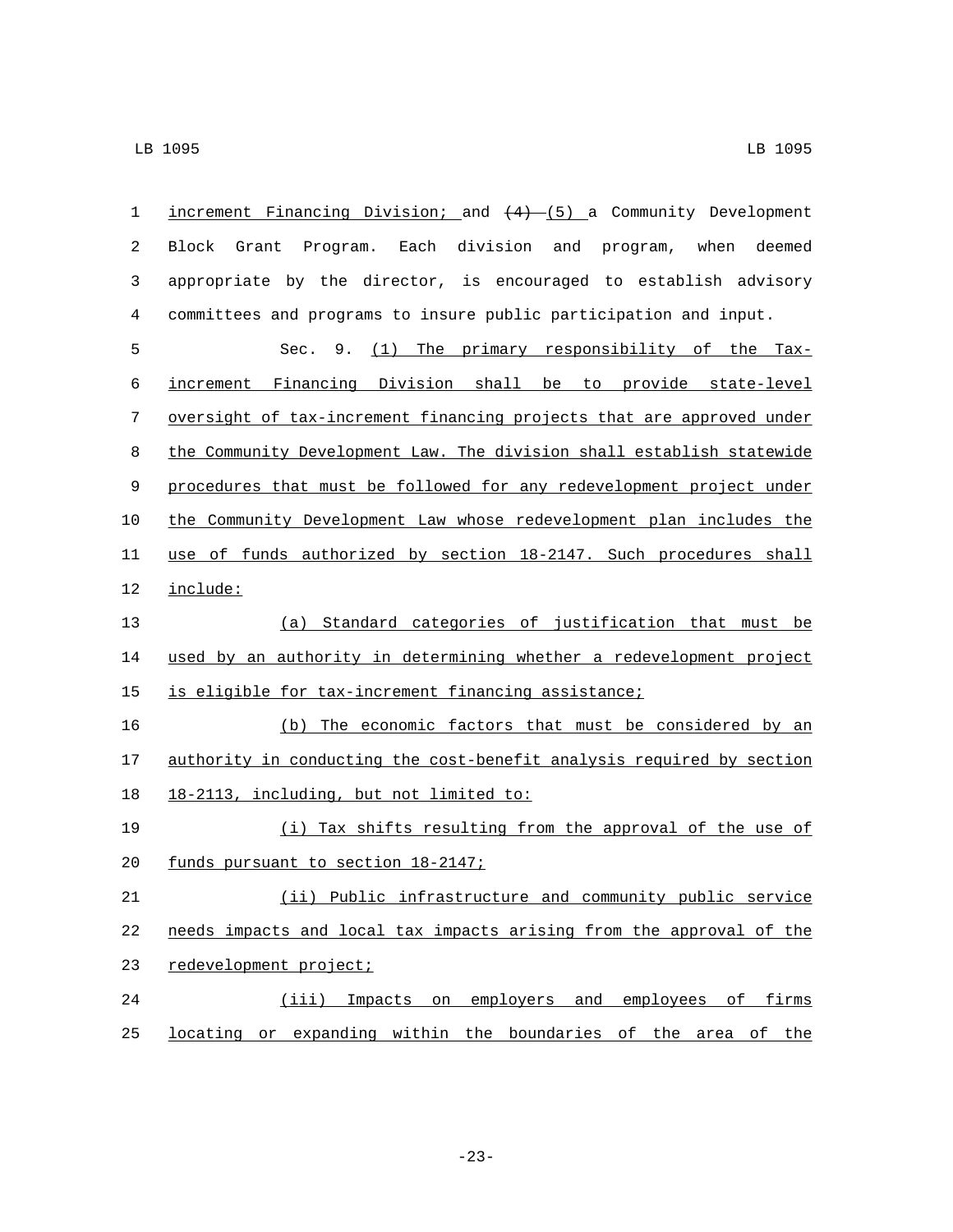increment Financing Division; and ~~(4)~~ (5) a Community Development Block Grant Program. Each division and program, when deemed appropriate by the director, is encouraged to establish advisory committees and programs to insure public participation and input.

Sec. 9. (1) The primary responsibility of the Tax-increment Financing Division shall be to provide state-level oversight of tax-increment financing projects that are approved under the Community Development Law. The division shall establish statewide procedures that must be followed for any redevelopment project under the Community Development Law whose redevelopment plan includes the use of funds authorized by section 18-2147. Such procedures shall include:

(a) Standard categories of justification that must be used by an authority in determining whether a redevelopment project is eligible for tax-increment financing assistance;

(b) The economic factors that must be considered by an authority in conducting the cost-benefit analysis required by section 18-2113, including, but not limited to:

(i) Tax shifts resulting from the approval of the use of funds pursuant to section 18-2147;

(ii) Public infrastructure and community public service needs impacts and local tax impacts arising from the approval of the redevelopment project;

(iii) Impacts on employers and employees of firms locating or expanding within the boundaries of the area of the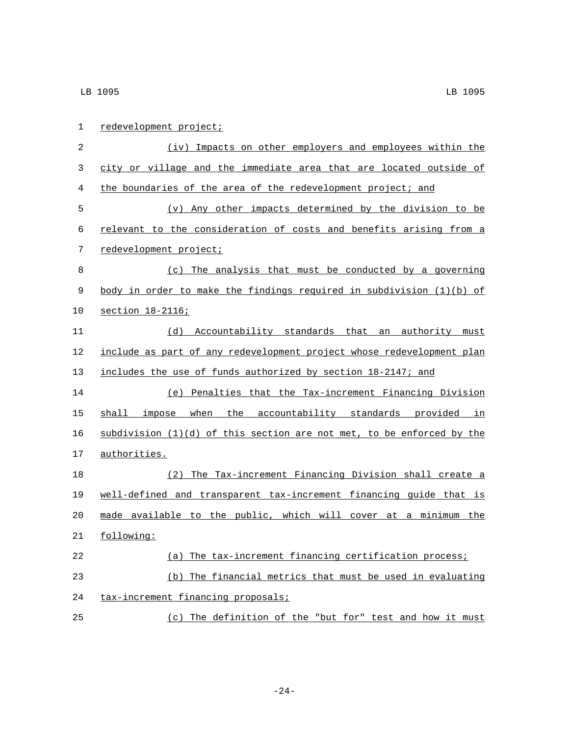redevelopment project;

(iv) Impacts on other employers and employees within the city or village and the immediate area that are located outside of the boundaries of the area of the redevelopment project; and

(v) Any other impacts determined by the division to be relevant to the consideration of costs and benefits arising from a redevelopment project;

(c) The analysis that must be conducted by a governing body in order to make the findings required in subdivision (1)(b) of section 18-2116;

(d) Accountability standards that an authority must include as part of any redevelopment project whose redevelopment plan includes the use of funds authorized by section 18-2147; and

(e) Penalties that the Tax-increment Financing Division shall impose when the accountability standards provided in subdivision (1)(d) of this section are not met, to be enforced by the authorities.

(2) The Tax-increment Financing Division shall create a well-defined and transparent tax-increment financing guide that is made available to the public, which will cover at a minimum the following:

(a) The tax-increment financing certification process;

(b) The financial metrics that must be used in evaluating tax-increment financing proposals;

(c) The definition of the "but for" test and how it must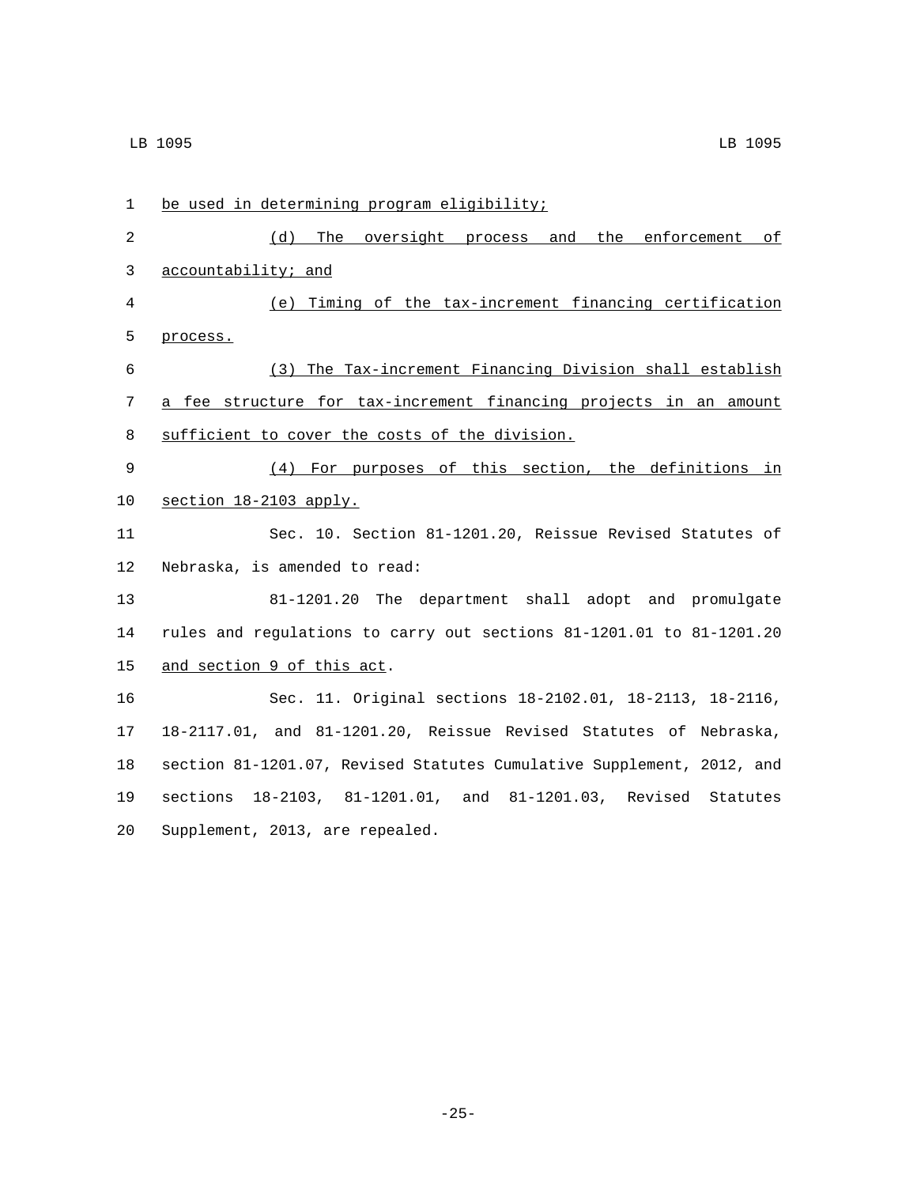be used in determining program eligibility;

(d) The oversight process and the enforcement of accountability; and

(e) Timing of the tax-increment financing certification process.

(3) The Tax-increment Financing Division shall establish a fee structure for tax-increment financing projects in an amount sufficient to cover the costs of the division.

(4) For purposes of this section, the definitions in section 18-2103 apply.

Sec. 10. Section 81-1201.20, Reissue Revised Statutes of Nebraska, is amended to read:

81-1201.20 The department shall adopt and promulgate rules and regulations to carry out sections 81-1201.01 to 81-1201.20 and section 9 of this act.

Sec. 11. Original sections 18-2102.01, 18-2113, 18-2116, 18-2117.01, and 81-1201.20, Reissue Revised Statutes of Nebraska, section 81-1201.07, Revised Statutes Cumulative Supplement, 2012, and sections 18-2103, 81-1201.01, and 81-1201.03, Revised Statutes Supplement, 2013, are repealed.